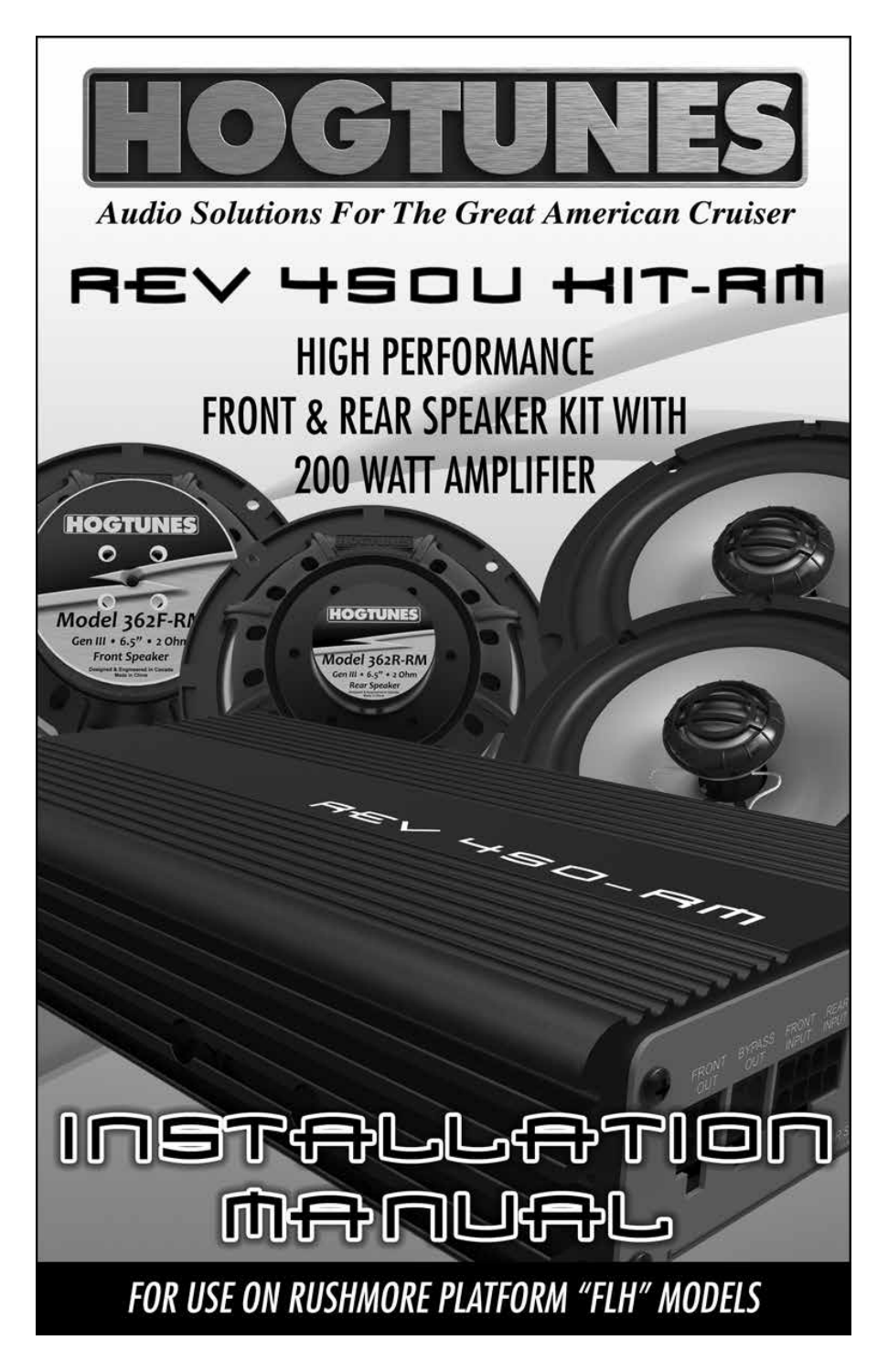# HOGTUNES

*Audio Solutions For The Great American Cruiser*

## REV 450U KIT-RM

## HIGH PERFORMANCE FRONT & REAR SPEAKER KIT WITH 200 WATT AMPLIFIER

# INSTALLATION MANUAL

**FOR USE ON RUSHMORE PLATFORM "FLH" MODELS**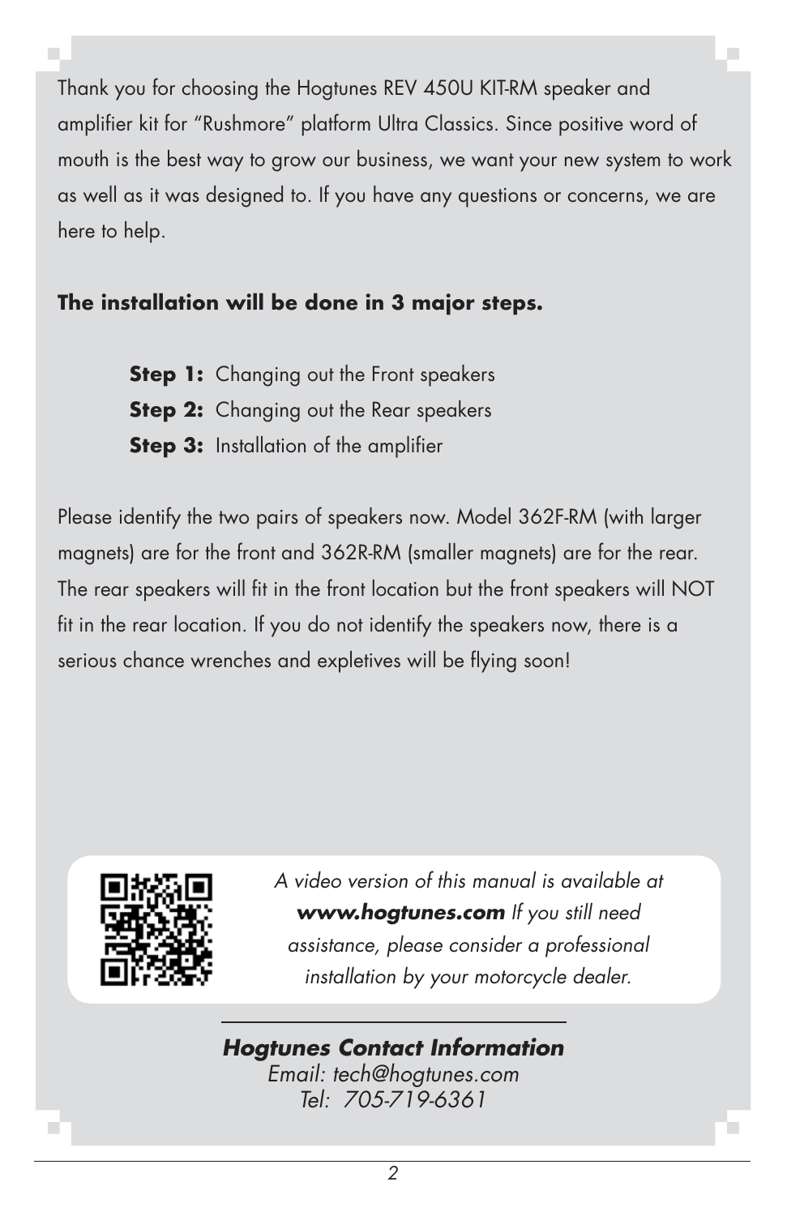Thank you for choosing the Hogtunes REV 450U KIT-RM speaker and amplifier kit for "Rushmore" platform Ultra Classics. Since positive word of mouth is the best way to grow our business, we want your new system to work as well as it was designed to. If you have any questions or concerns, we are here to help.

**The installation will be done in 3 major steps.**

**Step 1:** Changing out the Front speakers
**Step 2:** Changing out the Rear speakers
**Step 3:** Installation of the amplifier

Please identify the two pairs of speakers now. Model 362F-RM (with larger magnets) are for the front and 362R-RM (smaller magnets) are for the rear. The rear speakers will fit in the front location but the front speakers will NOT fit in the rear location. If you do not identify the speakers now, there is a serious chance wrenches and expletives will be flying soon!

*A video version of this manual is available at **www.hogtunes.com** If you still need assistance, please consider a professional installation by your motorcycle dealer.*

***Hogtunes Contact Information***
*Email: tech@hogtunes.com*
*Tel: 705-719-6361*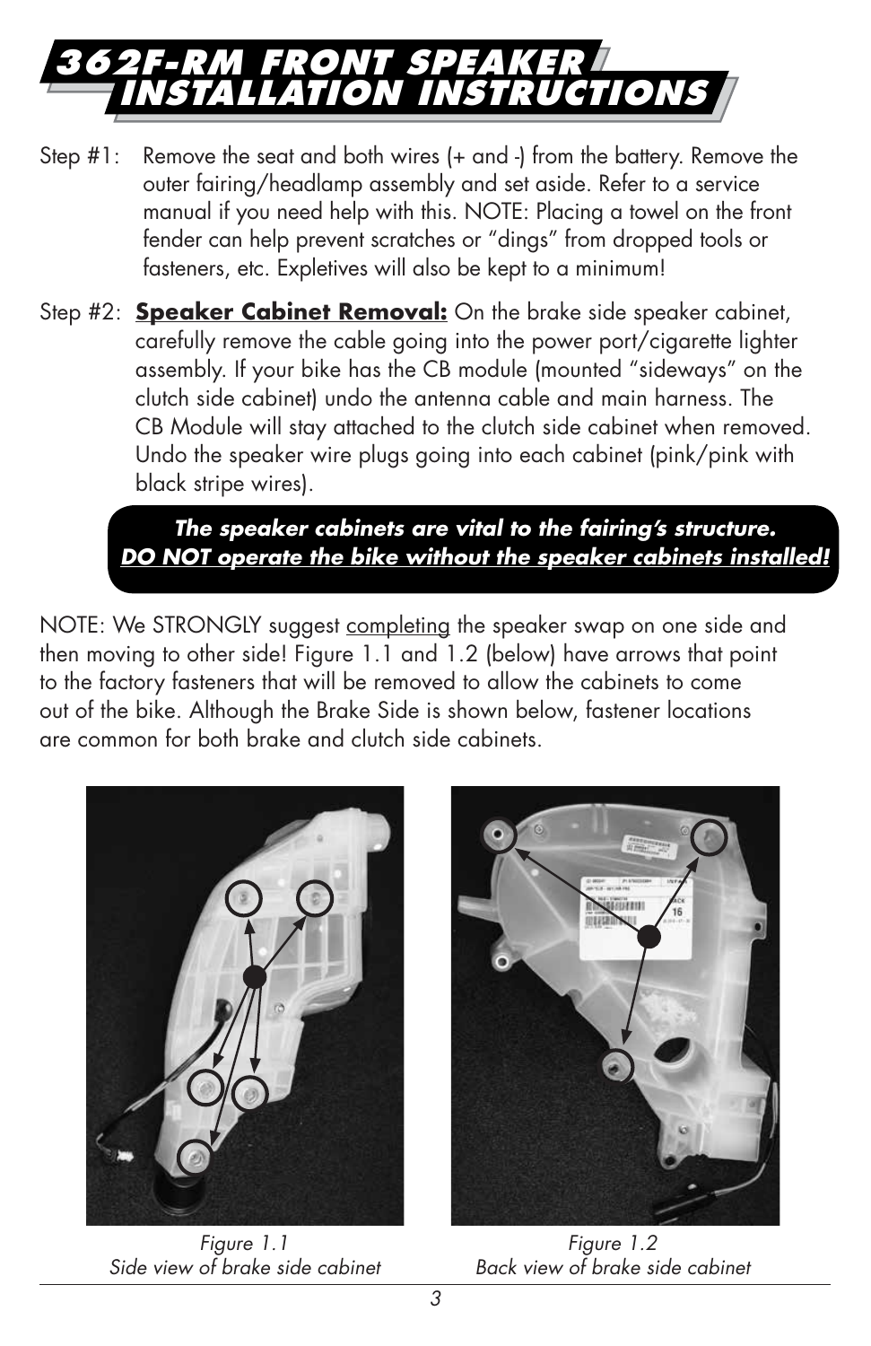# 362F-RM FRONT SPEAKER INSTALLATION INSTRUCTIONS

Step #1: Remove the seat and both wires (+ and -) from the battery. Remove the outer fairing/headlamp assembly and set aside. Refer to a service manual if you need help with this. NOTE: Placing a towel on the front fender can help prevent scratches or "dings" from dropped tools or fasteners, etc. Expletives will also be kept to a minimum!

Step #2: **Speaker Cabinet Removal:** On the brake side speaker cabinet, carefully remove the cable going into the power port/cigarette lighter assembly. If your bike has the CB module (mounted "sideways" on the clutch side cabinet) undo the antenna cable and main harness. The CB Module will stay attached to the clutch side cabinet when removed. Undo the speaker wire plugs going into each cabinet (pink/pink with black stripe wires).

***The speaker cabinets are vital to the fairing's structure.***
***DO NOT operate the bike without the speaker cabinets installed!***

NOTE: We STRONGLY suggest completing the speaker swap on one side and then moving to other side! Figure 1.1 and 1.2 (below) have arrows that point to the factory fasteners that will be removed to allow the cabinets to come out of the bike. Although the Brake Side is shown below, fastener locations are common for both brake and clutch side cabinets.

*Figure 1.1*
*Side view of brake side cabinet*

*Figure 1.2*
*Back view of brake side cabinet*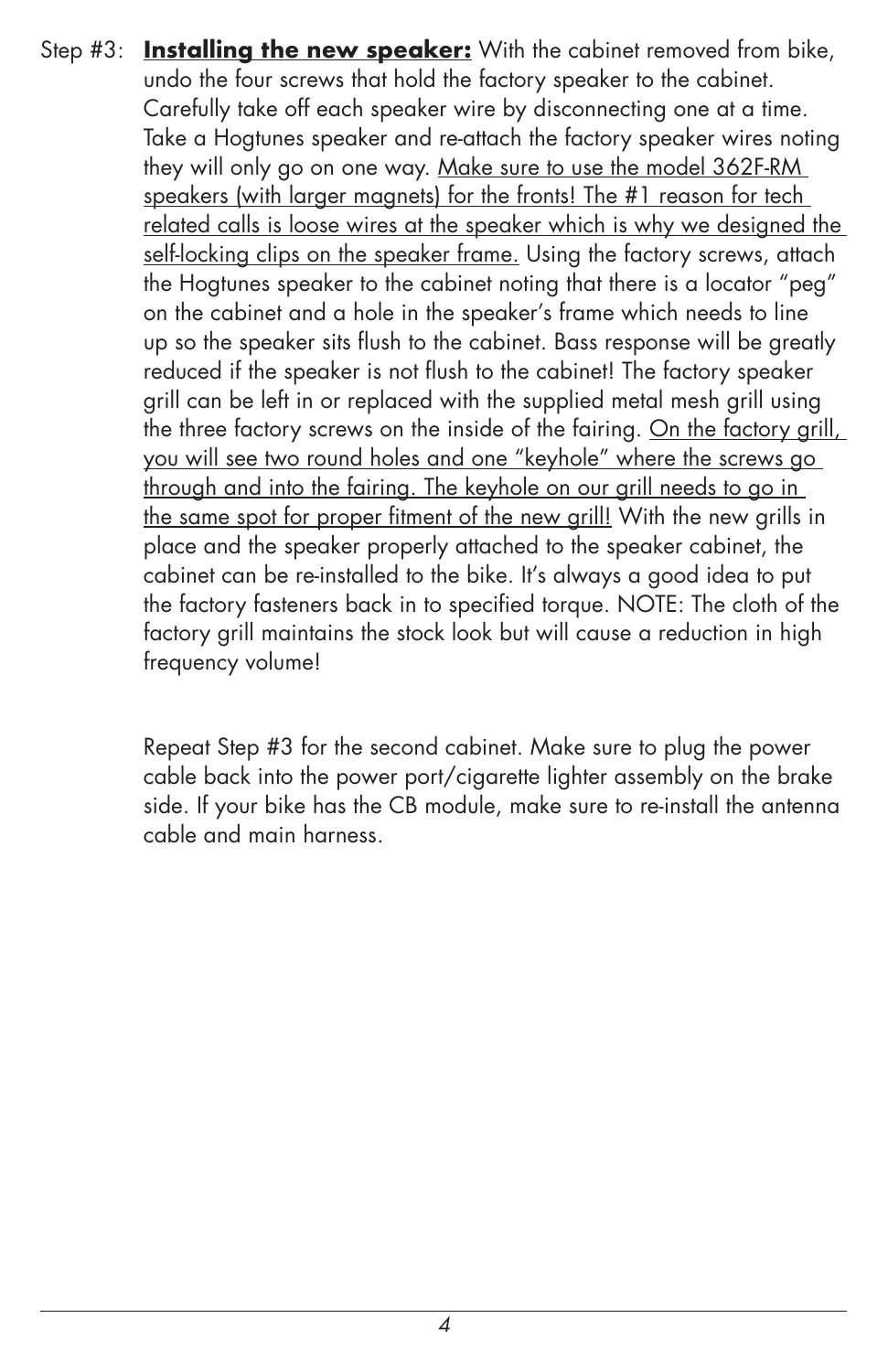Step #3: **Installing the new speaker:** With the cabinet removed from bike, undo the four screws that hold the factory speaker to the cabinet. Carefully take off each speaker wire by disconnecting one at a time. Take a Hogtunes speaker and re-attach the factory speaker wires noting they will only go on one way. <u>Make sure to use the model 362F-RM speakers (with larger magnets) for the fronts! The #1 reason for tech related calls is loose wires at the speaker which is why we designed the self-locking clips on the speaker frame.</u> Using the factory screws, attach the Hogtunes speaker to the cabinet noting that there is a locator "peg" on the cabinet and a hole in the speaker's frame which needs to line up so the speaker sits flush to the cabinet. Bass response will be greatly reduced if the speaker is not flush to the cabinet! The factory speaker grill can be left in or replaced with the supplied metal mesh grill using the three factory screws on the inside of the fairing. <u>On the factory grill, you will see two round holes and one "keyhole" where the screws go through and into the fairing. The keyhole on our grill needs to go in the same spot for proper fitment of the new grill!</u> With the new grills in place and the speaker properly attached to the speaker cabinet, the cabinet can be re-installed to the bike. It's always a good idea to put the factory fasteners back in to specified torque. NOTE: The cloth of the factory grill maintains the stock look but will cause a reduction in high frequency volume!

Repeat Step #3 for the second cabinet. Make sure to plug the power cable back into the power port/cigarette lighter assembly on the brake side. If your bike has the CB module, make sure to re-install the antenna cable and main harness.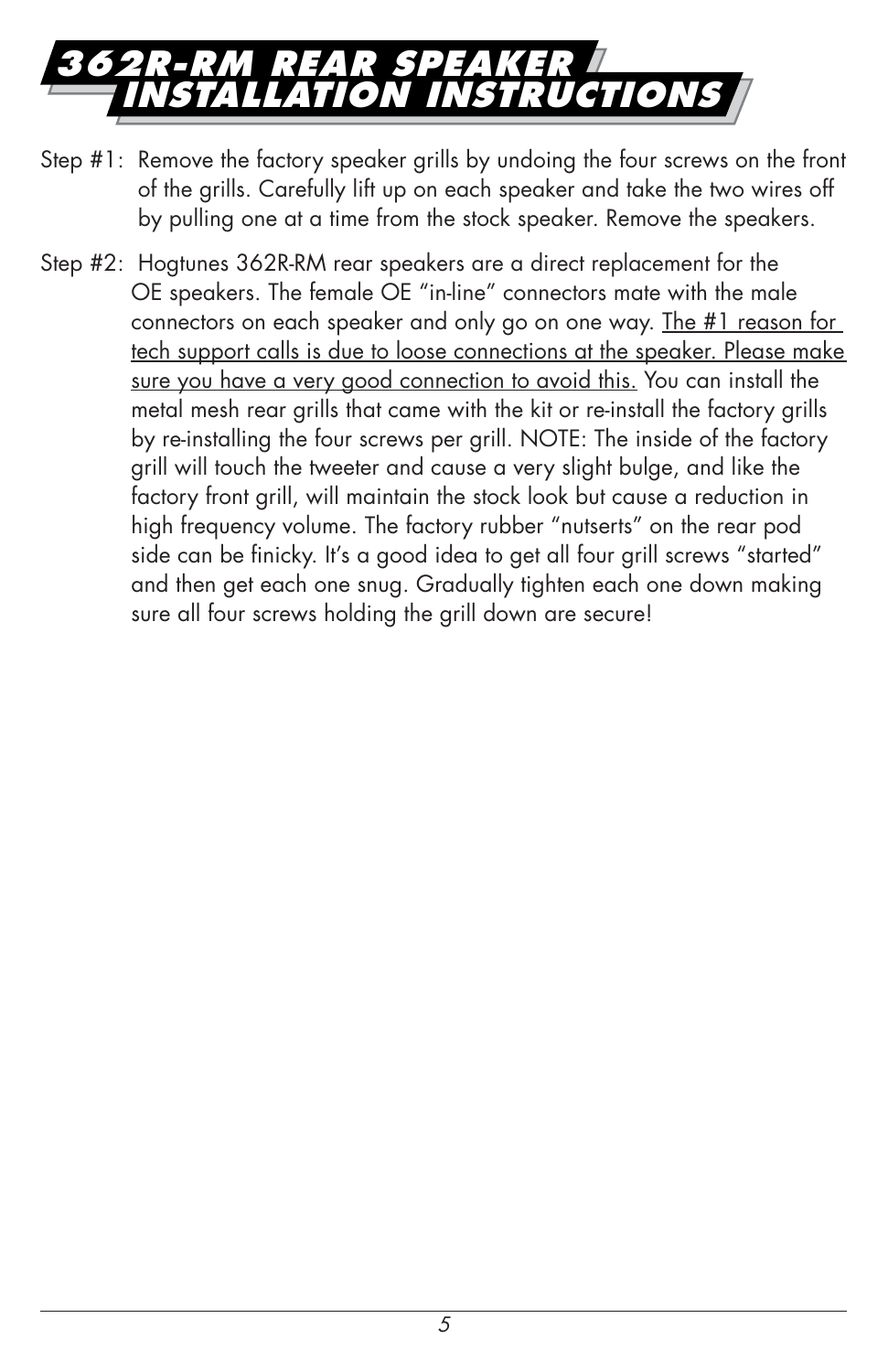# 362R-RM REAR SPEAKER INSTALLATION INSTRUCTIONS

Step #1: Remove the factory speaker grills by undoing the four screws on the front of the grills. Carefully lift up on each speaker and take the two wires off by pulling one at a time from the stock speaker. Remove the speakers.

Step #2: Hogtunes 362R-RM rear speakers are a direct replacement for the OE speakers. The female OE "in-line" connectors mate with the male connectors on each speaker and only go on one way. <u>The #1 reason for tech support calls is due to loose connections at the speaker. Please make sure you have a very good connection to avoid this.</u> You can install the metal mesh rear grills that came with the kit or re-install the factory grills by re-installing the four screws per grill. NOTE: The inside of the factory grill will touch the tweeter and cause a very slight bulge, and like the factory front grill, will maintain the stock look but cause a reduction in high frequency volume. The factory rubber "nutserts" on the rear pod side can be finicky. It's a good idea to get all four grill screws "started" and then get each one snug. Gradually tighten each one down making sure all four screws holding the grill down are secure!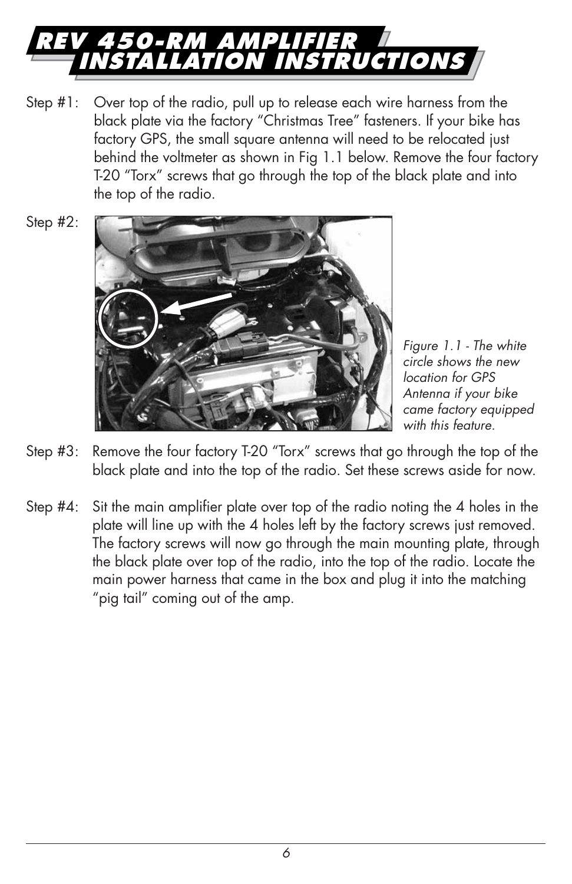# REV 450-RM AMPLIFIER INSTALLATION INSTRUCTIONS

Step #1: Over top of the radio, pull up to release each wire harness from the black plate via the factory "Christmas Tree" fasteners. If your bike has factory GPS, the small square antenna will need to be relocated just behind the voltmeter as shown in Fig 1.1 below. Remove the four factory T-20 "Torx" screws that go through the top of the black plate and into the top of the radio.

Step #2:

*Figure 1.1 - The white circle shows the new location for GPS Antenna if your bike came factory equipped with this feature.*

Step #3: Remove the four factory T-20 "Torx" screws that go through the top of the black plate and into the top of the radio. Set these screws aside for now.

Step #4: Sit the main amplifier plate over top of the radio noting the 4 holes in the plate will line up with the 4 holes left by the factory screws just removed. The factory screws will now go through the main mounting plate, through the black plate over top of the radio, into the top of the radio. Locate the main power harness that came in the box and plug it into the matching "pig tail" coming out of the amp.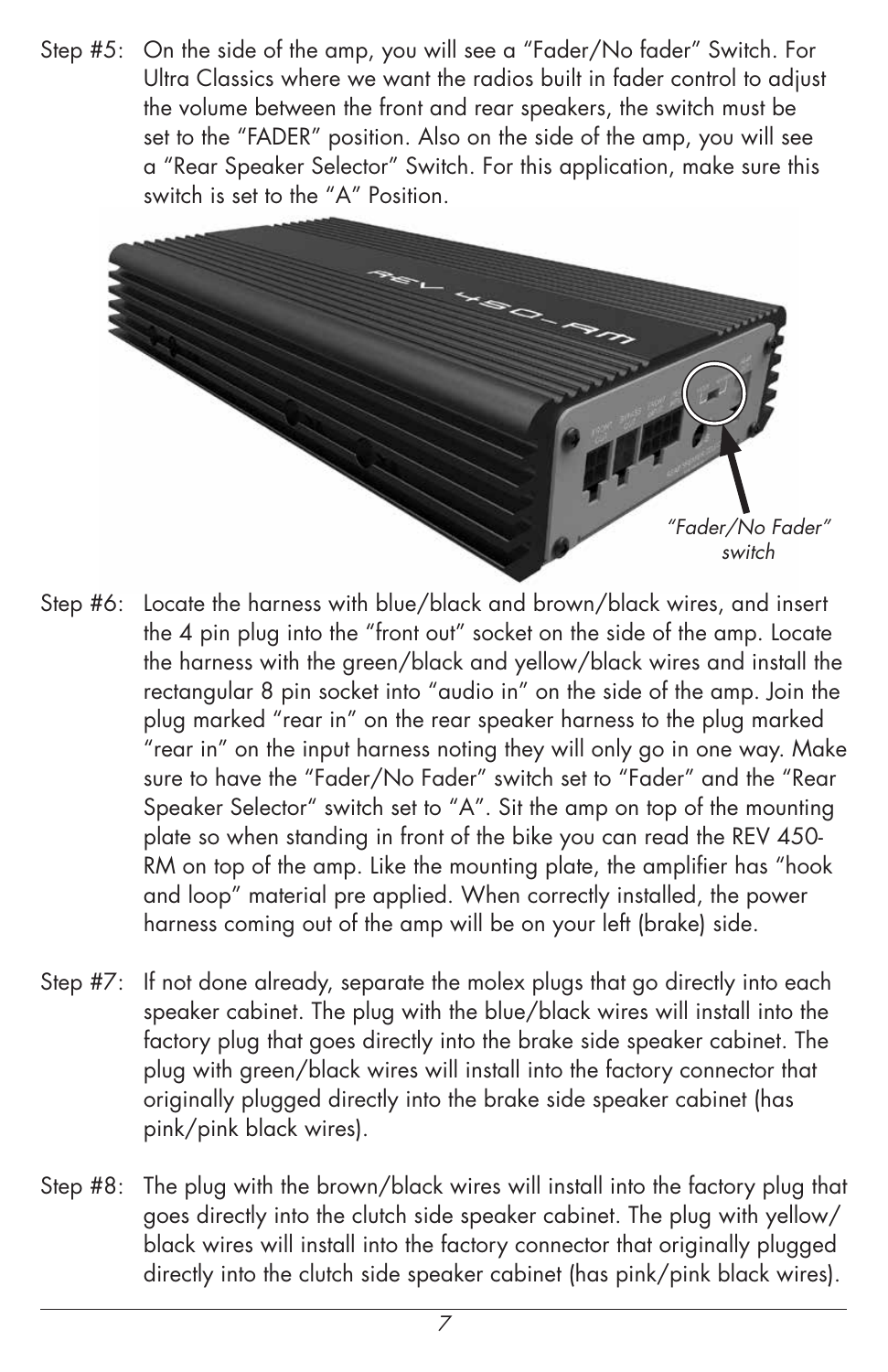Step #5: On the side of the amp, you will see a “Fader/No fader” Switch. For Ultra Classics where we want the radios built in fader control to adjust the volume between the front and rear speakers, the switch must be set to the “FADER” position. Also on the side of the amp, you will see a “Rear Speaker Selector” Switch. For this application, make sure this switch is set to the “A” Position.

*“Fader/No Fader” switch*

Step #6: Locate the harness with blue/black and brown/black wires, and insert the 4 pin plug into the “front out” socket on the side of the amp. Locate the harness with the green/black and yellow/black wires and install the rectangular 8 pin socket into “audio in” on the side of the amp. Join the plug marked “rear in” on the rear speaker harness to the plug marked “rear in” on the input harness noting they will only go in one way. Make sure to have the “Fader/No Fader” switch set to “Fader” and the “Rear Speaker Selector” switch set to “A”. Sit the amp on top of the mounting plate so when standing in front of the bike you can read the REV 450-RM on top of the amp. Like the mounting plate, the amplifier has “hook and loop” material pre applied. When correctly installed, the power harness coming out of the amp will be on your left (brake) side.

Step #7: If not done already, separate the molex plugs that go directly into each speaker cabinet. The plug with the blue/black wires will install into the factory plug that goes directly into the brake side speaker cabinet. The plug with green/black wires will install into the factory connector that originally plugged directly into the brake side speaker cabinet (has pink/pink black wires).

Step #8: The plug with the brown/black wires will install into the factory plug that goes directly into the clutch side speaker cabinet. The plug with yellow/black wires will install into the factory connector that originally plugged directly into the clutch side speaker cabinet (has pink/pink black wires).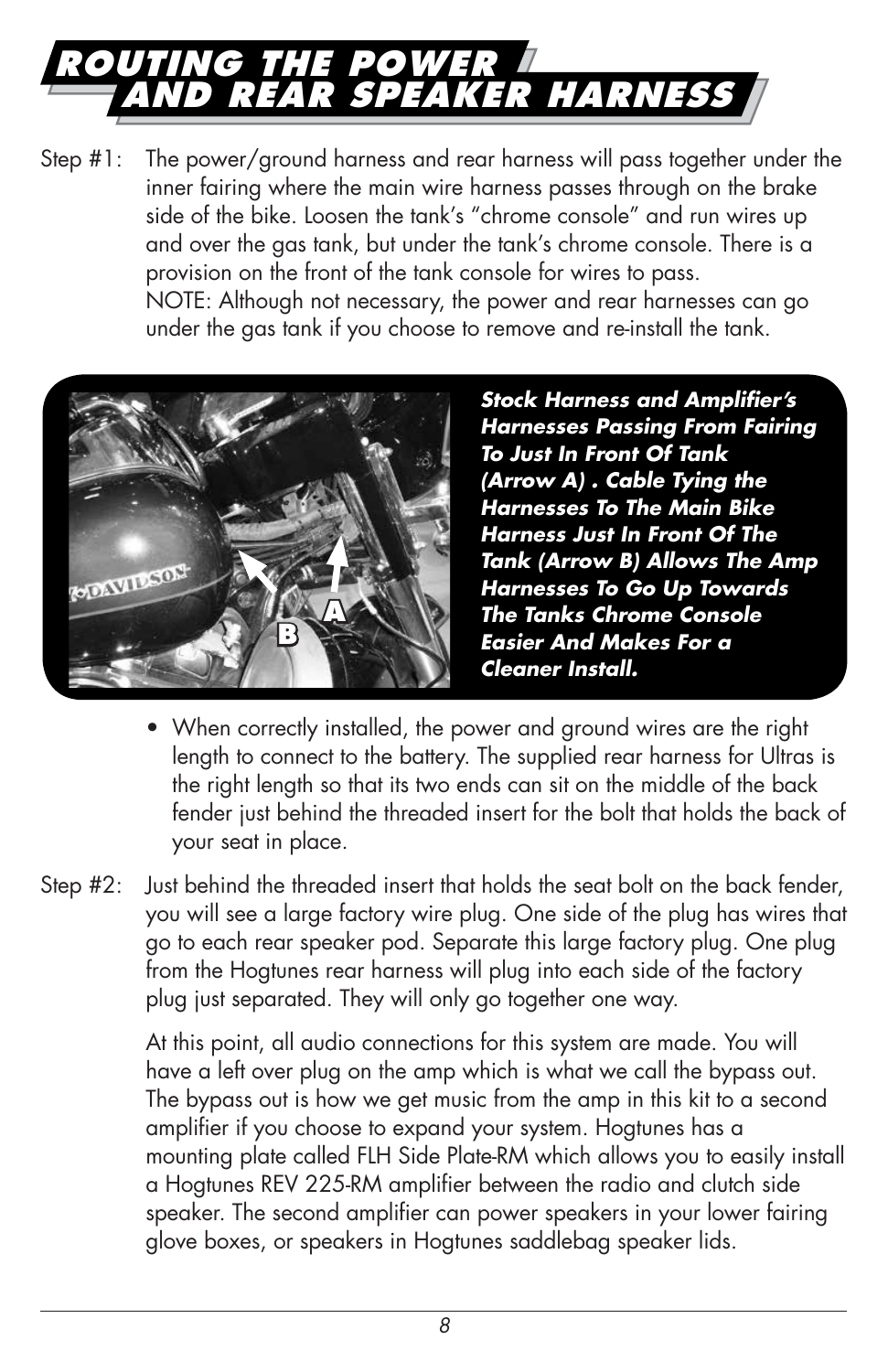# ROUTING THE POWER AND REAR SPEAKER HARNESS

Step #1: The power/ground harness and rear harness will pass together under the inner fairing where the main wire harness passes through on the brake side of the bike. Loosen the tank's "chrome console" and run wires up and over the gas tank, but under the tank's chrome console. There is a provision on the front of the tank console for wires to pass.
NOTE: Although not necessary, the power and rear harnesses can go under the gas tank if you choose to remove and re-install the tank.

***Stock Harness and Amplifier's Harnesses Passing From Fairing To Just In Front Of Tank (Arrow A) . Cable Tying the Harnesses To The Main Bike Harness Just In Front Of The Tank (Arrow B) Allows The Amp Harnesses To Go Up Towards The Tanks Chrome Console Easier And Makes For a Cleaner Install.***

- When correctly installed, the power and ground wires are the right length to connect to the battery. The supplied rear harness for Ultras is the right length so that its two ends can sit on the middle of the back fender just behind the threaded insert for the bolt that holds the back of your seat in place.

Step #2: Just behind the threaded insert that holds the seat bolt on the back fender, you will see a large factory wire plug. One side of the plug has wires that go to each rear speaker pod. Separate this large factory plug. One plug from the Hogtunes rear harness will plug into each side of the factory plug just separated. They will only go together one way.

At this point, all audio connections for this system are made. You will have a left over plug on the amp which is what we call the bypass out. The bypass out is how we get music from the amp in this kit to a second amplifier if you choose to expand your system. Hogtunes has a mounting plate called FLH Side Plate-RM which allows you to easily install a Hogtunes REV 225-RM amplifier between the radio and clutch side speaker. The second amplifier can power speakers in your lower fairing glove boxes, or speakers in Hogtunes saddlebag speaker lids.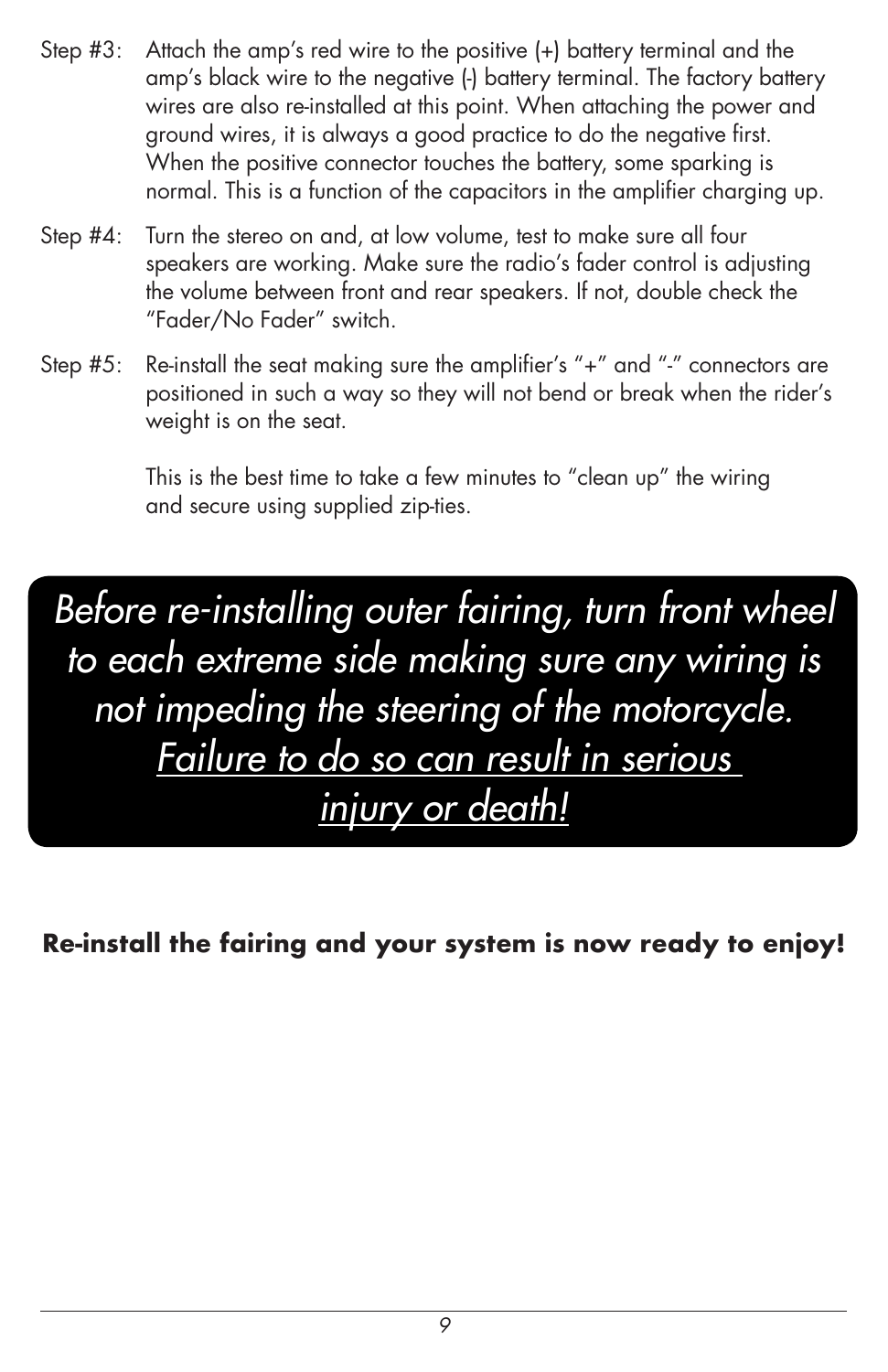Step #3: Attach the amp's red wire to the positive (+) battery terminal and the amp's black wire to the negative (-) battery terminal. The factory battery wires are also re-installed at this point. When attaching the power and ground wires, it is always a good practice to do the negative first. When the positive connector touches the battery, some sparking is normal. This is a function of the capacitors in the amplifier charging up.

Step #4: Turn the stereo on and, at low volume, test to make sure all four speakers are working. Make sure the radio's fader control is adjusting the volume between front and rear speakers. If not, double check the "Fader/No Fader" switch.

Step #5: Re-install the seat making sure the amplifier's "+" and "-" connectors are positioned in such a way so they will not bend or break when the rider's weight is on the seat.

This is the best time to take a few minutes to "clean up" the wiring and secure using supplied zip-ties.

*Before re-installing outer fairing, turn front wheel to each extreme side making sure any wiring is not impeding the steering of the motorcycle. <u>Failure to do so can result in serious injury or death!</u>*

**Re-install the fairing and your system is now ready to enjoy!**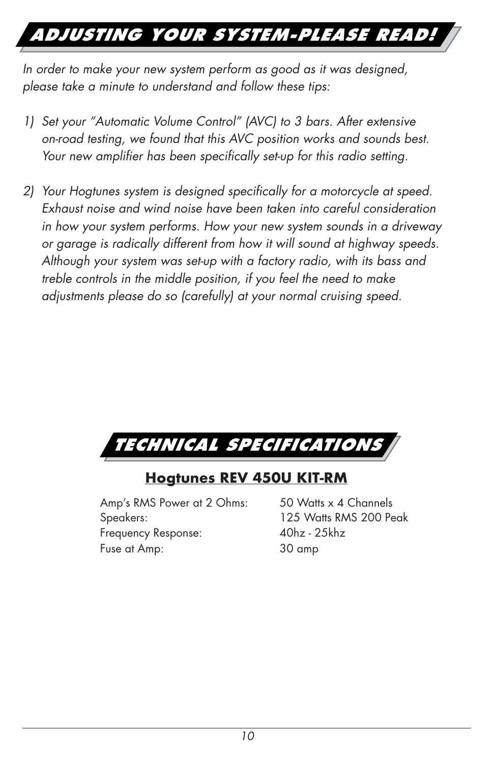# ADJUSTING YOUR SYSTEM-PLEASE READ!

*In order to make your new system perform as good as it was designed, please take a minute to understand and follow these tips:*

1) *Set your "Automatic Volume Control" (AVC) to 3 bars. After extensive on-road testing, we found that this AVC position works and sounds best. Your new amplifier has been specifically set-up for this radio setting.*

2) *Your Hogtunes system is designed specifically for a motorcycle at speed. Exhaust noise and wind noise have been taken into careful consideration in how your system performs. How your new system sounds in a driveway or garage is radically different from how it will sound at highway speeds. Although your system was set-up with a factory radio, with its bass and treble controls in the middle position, if you feel the need to make adjustments please do so (carefully) at your normal cruising speed.*

# TECHNICAL SPECIFICATIONS

## Hogtunes REV 450U KIT-RM

| | |
|---|---|
| Amp's RMS Power at 2 Ohms: | 50 Watts x 4 Channels |
| Speakers: | 125 Watts RMS 200 Peak |
| Frequency Response: | 40hz - 25khz |
| Fuse at Amp: | 30 amp |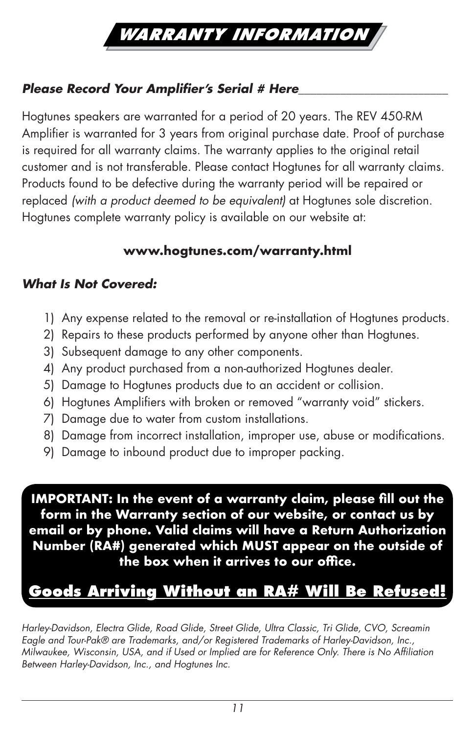# WARRANTY INFORMATION

***Please Record Your Amplifier's Serial # Here_______________________***

Hogtunes speakers are warranted for a period of 20 years. The REV 450-RM Amplifier is warranted for 3 years from original purchase date. Proof of purchase is required for all warranty claims. The warranty applies to the original retail customer and is not transferable. Please contact Hogtunes for all warranty claims. Products found to be defective during the warranty period will be repaired or replaced *(with a product deemed to be equivalent)* at Hogtunes sole discretion. Hogtunes complete warranty policy is available on our website at:

**www.hogtunes.com/warranty.html**

***What Is Not Covered:***

1) Any expense related to the removal or re-installation of Hogtunes products.
2) Repairs to these products performed by anyone other than Hogtunes.
3) Subsequent damage to any other components.
4) Any product purchased from a non-authorized Hogtunes dealer.
5) Damage to Hogtunes products due to an accident or collision.
6) Hogtunes Amplifiers with broken or removed "warranty void" stickers.
7) Damage due to water from custom installations.
8) Damage from incorrect installation, improper use, abuse or modifications.
9) Damage to inbound product due to improper packing.

**IMPORTANT: In the event of a warranty claim, please fill out the form in the Warranty section of our website, or contact us by email or by phone. Valid claims will have a Return Authorization Number (RA#) generated which MUST appear on the outside of the box when it arrives to our office.**

**Goods Arriving Without an RA# Will Be Refused!**

*Harley-Davidson, Electra Glide, Road Glide, Street Glide, Ultra Classic, Tri Glide, CVO, Screamin Eagle and Tour-Pak® are Trademarks, and/or Registered Trademarks of Harley-Davidson, Inc., Milwaukee, Wisconsin, USA, and if Used or Implied are for Reference Only. There is No Affiliation Between Harley-Davidson, Inc., and Hogtunes Inc.*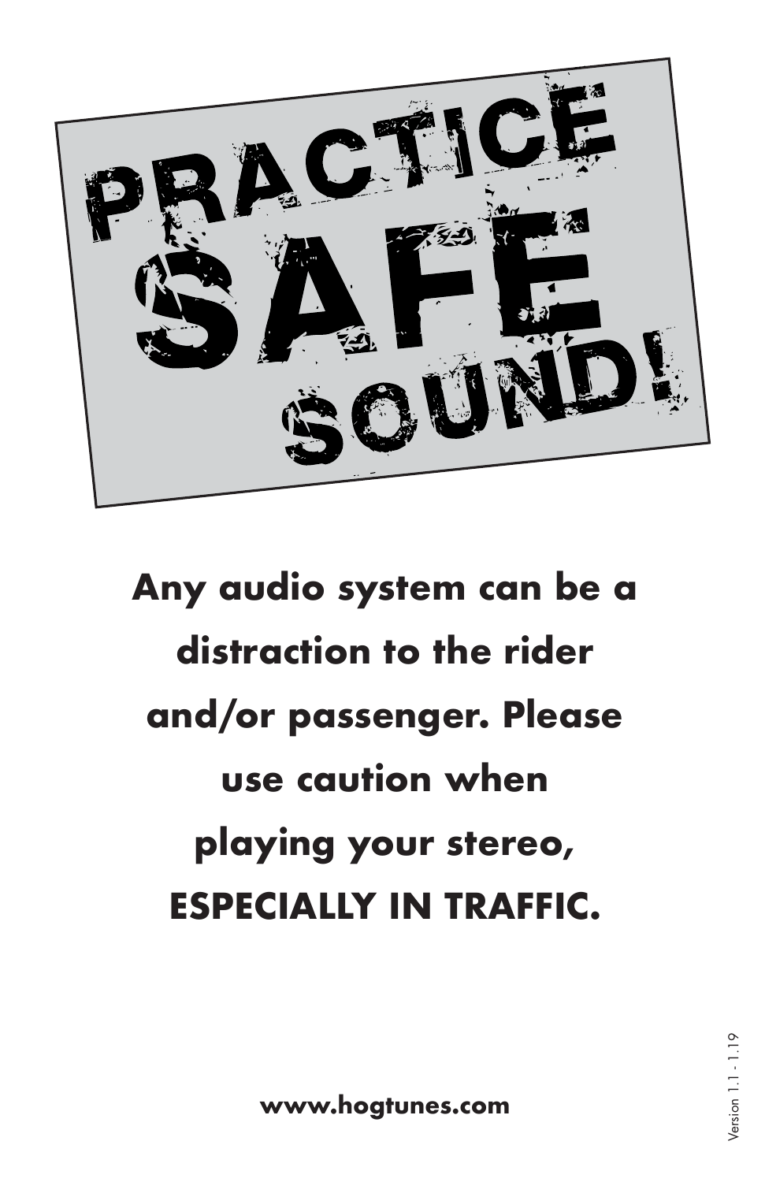# PRACTICE SAFE SOUND!

**Any audio system can be a distraction to the rider and/or passenger. Please use caution when playing your stereo, ESPECIALLY IN TRAFFIC.**

**www.hogtunes.com**

Version 1.1 - 1.19